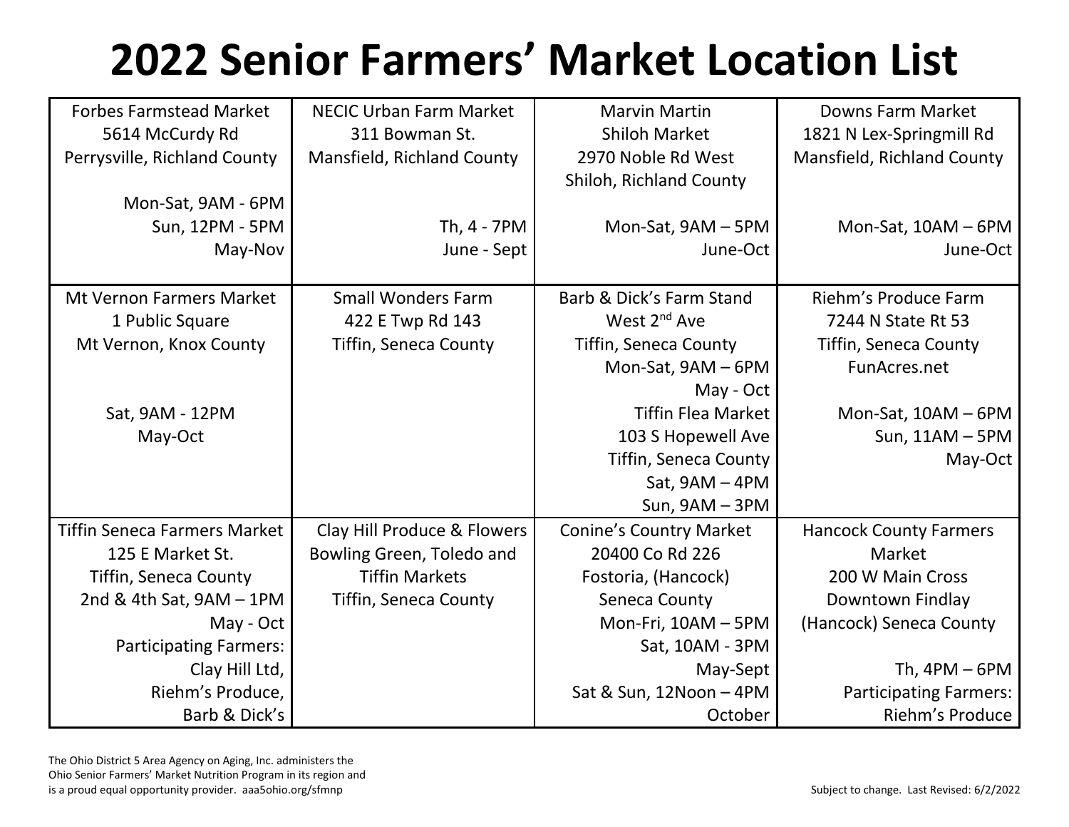# 2022 Senior Farmers' Market Location List

| | | | |
|---|---|---|---|
| Forbes Farmstead Market<br>5614 McCurdy Rd<br>Perrysville, Richland County<br><br>Mon-Sat, 9AM - 6PM<br>Sun, 12PM - 5PM<br>May-Nov | NECIC Urban Farm Market<br>311 Bowman St.<br>Mansfield, Richland County<br><br>Th, 4 - 7PM<br>June - Sept | Marvin Martin<br>Shiloh Market<br>2970 Noble Rd West<br>Shiloh, Richland County<br><br>Mon-Sat, 9AM – 5PM<br>June-Oct | Downs Farm Market<br>1821 N Lex-Springmill Rd<br>Mansfield, Richland County<br><br>Mon-Sat, 10AM – 6PM<br>June-Oct |
| Mt Vernon Farmers Market<br>1 Public Square<br>Mt Vernon, Knox County<br><br>Sat, 9AM - 12PM<br>May-Oct | Small Wonders Farm<br>422 E Twp Rd 143<br>Tiffin, Seneca County | Barb & Dick's Farm Stand<br>West 2nd Ave<br>Tiffin, Seneca County<br>Mon-Sat, 9AM – 6PM<br>May - Oct<br>Tiffin Flea Market<br>103 S Hopewell Ave<br>Tiffin, Seneca County<br>Sat, 9AM – 4PM<br>Sun, 9AM – 3PM | Riehm's Produce Farm<br>7244 N State Rt 53<br>Tiffin, Seneca County<br>FunAcres.net<br><br>Mon-Sat, 10AM – 6PM<br>Sun, 11AM – 5PM<br>May-Oct |
| Tiffin Seneca Farmers Market<br>125 E Market St.<br>Tiffin, Seneca County<br>2nd & 4th Sat, 9AM – 1PM<br>May - Oct<br>Participating Farmers:<br>Clay Hill Ltd,<br>Riehm's Produce,<br>Barb & Dick's | Clay Hill Produce & Flowers<br>Bowling Green, Toledo and<br>Tiffin Markets<br>Tiffin, Seneca County | Conine's Country Market<br>20400 Co Rd 226<br>Fostoria, (Hancock)<br>Seneca County<br>Mon-Fri, 10AM – 5PM<br>Sat, 10AM - 3PM<br>May-Sept<br>Sat & Sun, 12Noon – 4PM<br>October | Hancock County Farmers Market<br>200 W Main Cross<br>Downtown Findlay<br>(Hancock) Seneca County<br><br>Th, 4PM – 6PM<br>Participating Farmers:<br>Riehm's Produce |

The Ohio District 5 Area Agency on Aging, Inc. administers the Ohio Senior Farmers' Market Nutrition Program in its region and is a proud equal opportunity provider. aaa5ohio.org/sfmnp

Subject to change. Last Revised: 6/2/2022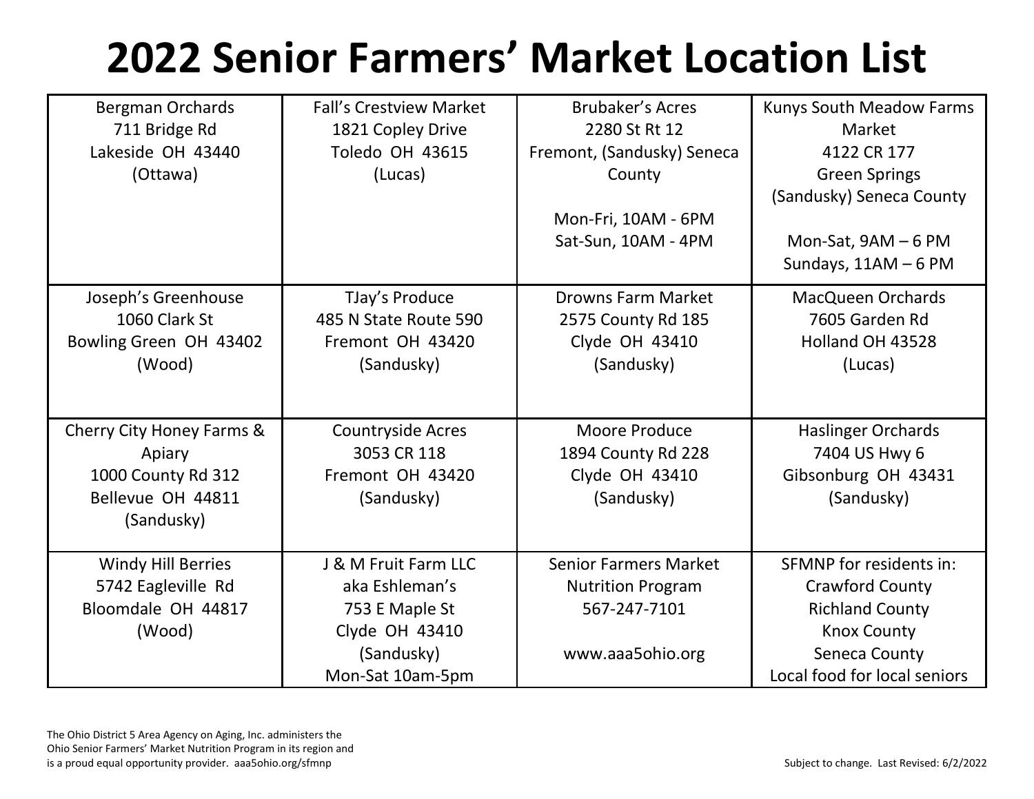# 2022 Senior Farmers' Market Location List

| | | | |
|---|---|---|---|
| Bergman Orchards<br>711 Bridge Rd<br>Lakeside OH 43440<br>(Ottawa) | Fall's Crestview Market<br>1821 Copley Drive<br>Toledo OH 43615<br>(Lucas) | Brubaker's Acres<br>2280 St Rt 12<br>Fremont, (Sandusky) Seneca County<br><br>Mon-Fri, 10AM - 6PM<br>Sat-Sun, 10AM - 4PM | Kunys South Meadow Farms Market<br>4122 CR 177<br>Green Springs<br>(Sandusky) Seneca County<br><br>Mon-Sat, 9AM – 6 PM<br>Sundays, 11AM – 6 PM |
| Joseph's Greenhouse<br>1060 Clark St<br>Bowling Green OH 43402<br>(Wood) | TJay's Produce<br>485 N State Route 590<br>Fremont OH 43420<br>(Sandusky) | Drowns Farm Market<br>2575 County Rd 185<br>Clyde OH 43410<br>(Sandusky) | MacQueen Orchards<br>7605 Garden Rd<br>Holland OH 43528<br>(Lucas) |
| Cherry City Honey Farms & Apiary<br>1000 County Rd 312<br>Bellevue OH 44811<br>(Sandusky) | Countryside Acres<br>3053 CR 118<br>Fremont OH 43420<br>(Sandusky) | Moore Produce<br>1894 County Rd 228<br>Clyde OH 43410<br>(Sandusky) | Haslinger Orchards<br>7404 US Hwy 6<br>Gibsonburg OH 43431<br>(Sandusky) |
| Windy Hill Berries<br>5742 Eagleville Rd<br>Bloomdale OH 44817<br>(Wood) | J & M Fruit Farm LLC<br>aka Eshleman's<br>753 E Maple St<br>Clyde OH 43410<br>(Sandusky)<br>Mon-Sat 10am-5pm | Senior Farmers Market Nutrition Program<br>567-247-7101<br><br>www.aaa5ohio.org | SFMNP for residents in:<br>Crawford County<br>Richland County<br>Knox County<br>Seneca County<br>Local food for local seniors |

The Ohio District 5 Area Agency on Aging, Inc. administers the Ohio Senior Farmers' Market Nutrition Program in its region and is a proud equal opportunity provider. aaa5ohio.org/sfmnp

Subject to change. Last Revised: 6/2/2022